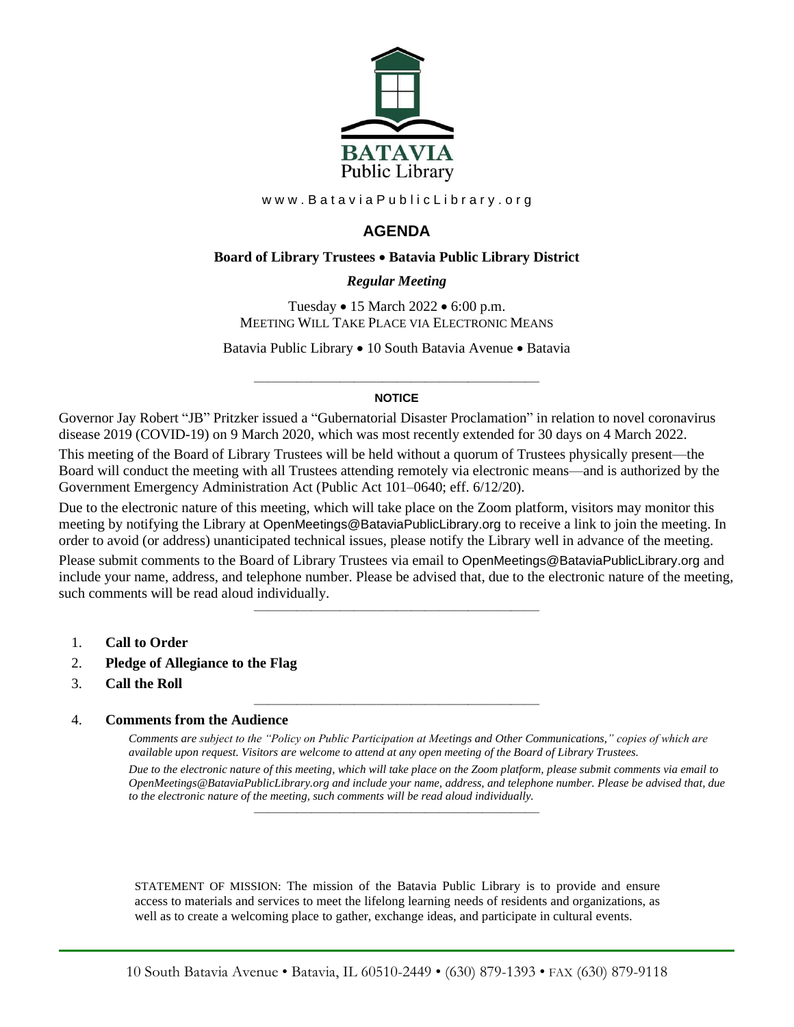BATAVIA
Public Library

www.BataviaPublicLibrary.org

# AGENDA

**Board of Library Trustees • Batavia Public Library District**

***Regular Meeting***

Tuesday • 15 March 2022 • 6:00 p.m.
MEETING WILL TAKE PLACE VIA ELECTRONIC MEANS

Batavia Public Library • 10 South Batavia Avenue • Batavia

---

**NOTICE**

Governor Jay Robert "JB" Pritzker issued a "Gubernatorial Disaster Proclamation" in relation to novel coronavirus disease 2019 (COVID-19) on 9 March 2020, which was most recently extended for 30 days on 4 March 2022.

This meeting of the Board of Library Trustees will be held without a quorum of Trustees physically present—the Board will conduct the meeting with all Trustees attending remotely via electronic means—and is authorized by the Government Emergency Administration Act (Public Act 101–0640; eff. 6/12/20).

Due to the electronic nature of this meeting, which will take place on the Zoom platform, visitors may monitor this meeting by notifying the Library at OpenMeetings@BataviaPublicLibrary.org to receive a link to join the meeting. In order to avoid (or address) unanticipated technical issues, please notify the Library well in advance of the meeting.

Please submit comments to the Board of Library Trustees via email to OpenMeetings@BataviaPublicLibrary.org and include your name, address, and telephone number. Please be advised that, due to the electronic nature of the meeting, such comments will be read aloud individually.

---

1. **Call to Order**
2. **Pledge of Allegiance to the Flag**
3. **Call the Roll**

---

4. **Comments from the Audience**

   *Comments are subject to the "Policy on Public Participation at Meetings and Other Communications," copies of which are available upon request. Visitors are welcome to attend at any open meeting of the Board of Library Trustees.*

   *Due to the electronic nature of this meeting, which will take place on the Zoom platform, please submit comments via email to OpenMeetings@BataviaPublicLibrary.org and include your name, address, and telephone number. Please be advised that, due to the electronic nature of the meeting, such comments will be read aloud individually.*

---

STATEMENT OF MISSION: The mission of the Batavia Public Library is to provide and ensure access to materials and services to meet the lifelong learning needs of residents and organizations, as well as to create a welcoming place to gather, exchange ideas, and participate in cultural events.

10 South Batavia Avenue • Batavia, IL 60510-2449 • (630) 879-1393 • FAX (630) 879-9118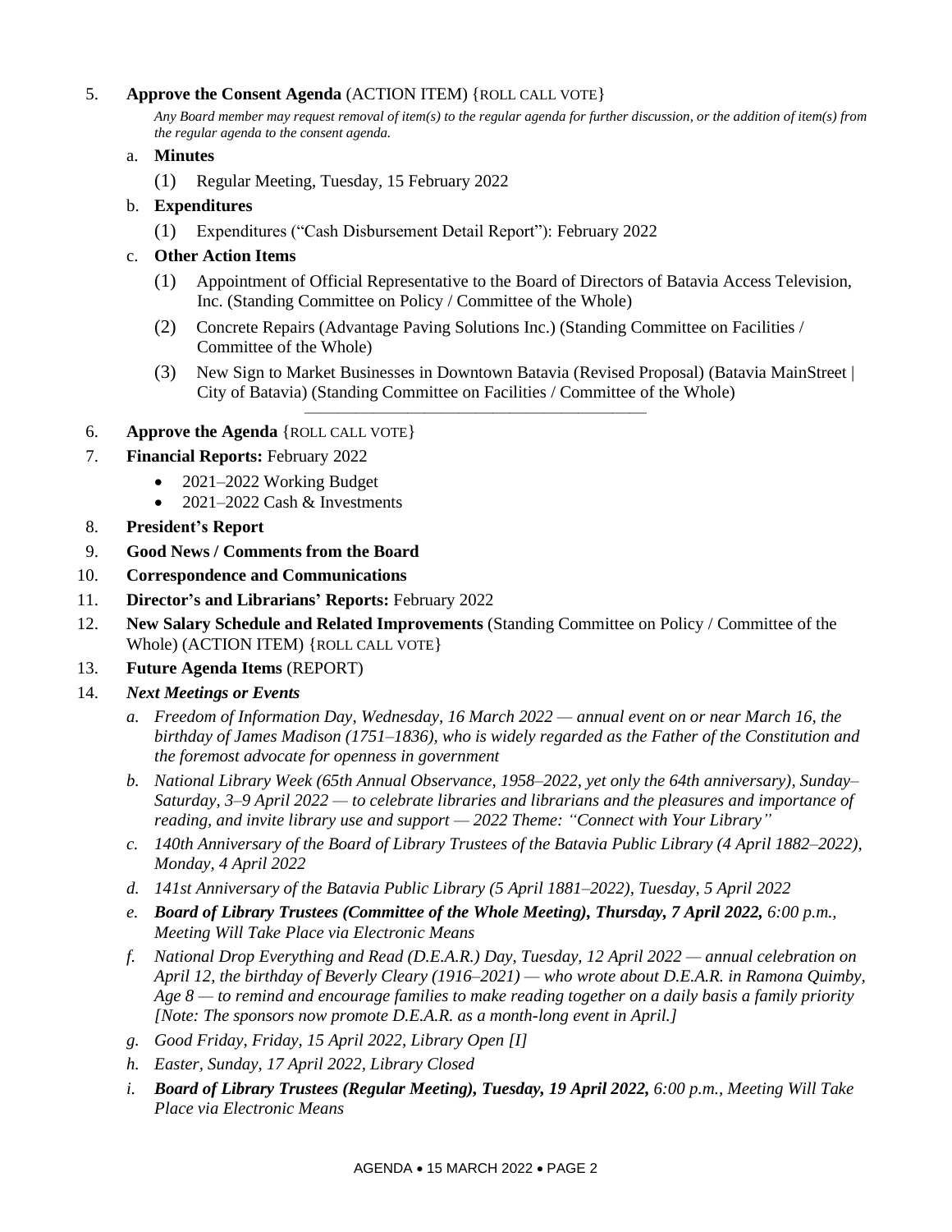5. **Approve the Consent Agenda** (ACTION ITEM) {ROLL CALL VOTE}

   *Any Board member may request removal of item(s) to the regular agenda for further discussion, or the addition of item(s) from the regular agenda to the consent agenda.*

   a. **Minutes**
      (1) Regular Meeting, Tuesday, 15 February 2022

   b. **Expenditures**
      (1) Expenditures ("Cash Disbursement Detail Report"): February 2022

   c. **Other Action Items**
      (1) Appointment of Official Representative to the Board of Directors of Batavia Access Television, Inc. (Standing Committee on Policy / Committee of the Whole)
      (2) Concrete Repairs (Advantage Paving Solutions Inc.) (Standing Committee on Facilities / Committee of the Whole)
      (3) New Sign to Market Businesses in Downtown Batavia (Revised Proposal) (Batavia MainStreet | City of Batavia) (Standing Committee on Facilities / Committee of the Whole)

---

6. **Approve the Agenda** {ROLL CALL VOTE}
7. **Financial Reports:** February 2022
   - 2021–2022 Working Budget
   - 2021–2022 Cash & Investments
8. **President's Report**
9. **Good News / Comments from the Board**
10. **Correspondence and Communications**
11. **Director's and Librarians' Reports:** February 2022
12. **New Salary Schedule and Related Improvements** (Standing Committee on Policy / Committee of the Whole) (ACTION ITEM) {ROLL CALL VOTE}
13. **Future Agenda Items** (REPORT)
14. ***Next Meetings or Events***

    *a. Freedom of Information Day, Wednesday, 16 March 2022 — annual event on or near March 16, the birthday of James Madison (1751–1836), who is widely regarded as the Father of the Constitution and the foremost advocate for openness in government*

    *b. National Library Week (65th Annual Observance, 1958–2022, yet only the 64th anniversary), Sunday–Saturday, 3–9 April 2022 — to celebrate libraries and librarians and the pleasures and importance of reading, and invite library use and support — 2022 Theme: "Connect with Your Library"*

    *c. 140th Anniversary of the Board of Library Trustees of the Batavia Public Library (4 April 1882–2022), Monday, 4 April 2022*

    *d. 141st Anniversary of the Batavia Public Library (5 April 1881–2022), Tuesday, 5 April 2022*

    *e. **Board of Library Trustees (Committee of the Whole Meeting), Thursday, 7 April 2022,** 6:00 p.m., Meeting Will Take Place via Electronic Means*

    *f. National Drop Everything and Read (D.E.A.R.) Day, Tuesday, 12 April 2022 — annual celebration on April 12, the birthday of Beverly Cleary (1916–2021) — who wrote about D.E.A.R. in Ramona Quimby, Age 8 — to remind and encourage families to make reading together on a daily basis a family priority [Note: The sponsors now promote D.E.A.R. as a month-long event in April.]*

    *g. Good Friday, Friday, 15 April 2022, Library Open [I]*

    *h. Easter, Sunday, 17 April 2022, Library Closed*

    *i. **Board of Library Trustees (Regular Meeting), Tuesday, 19 April 2022,** 6:00 p.m., Meeting Will Take Place via Electronic Means*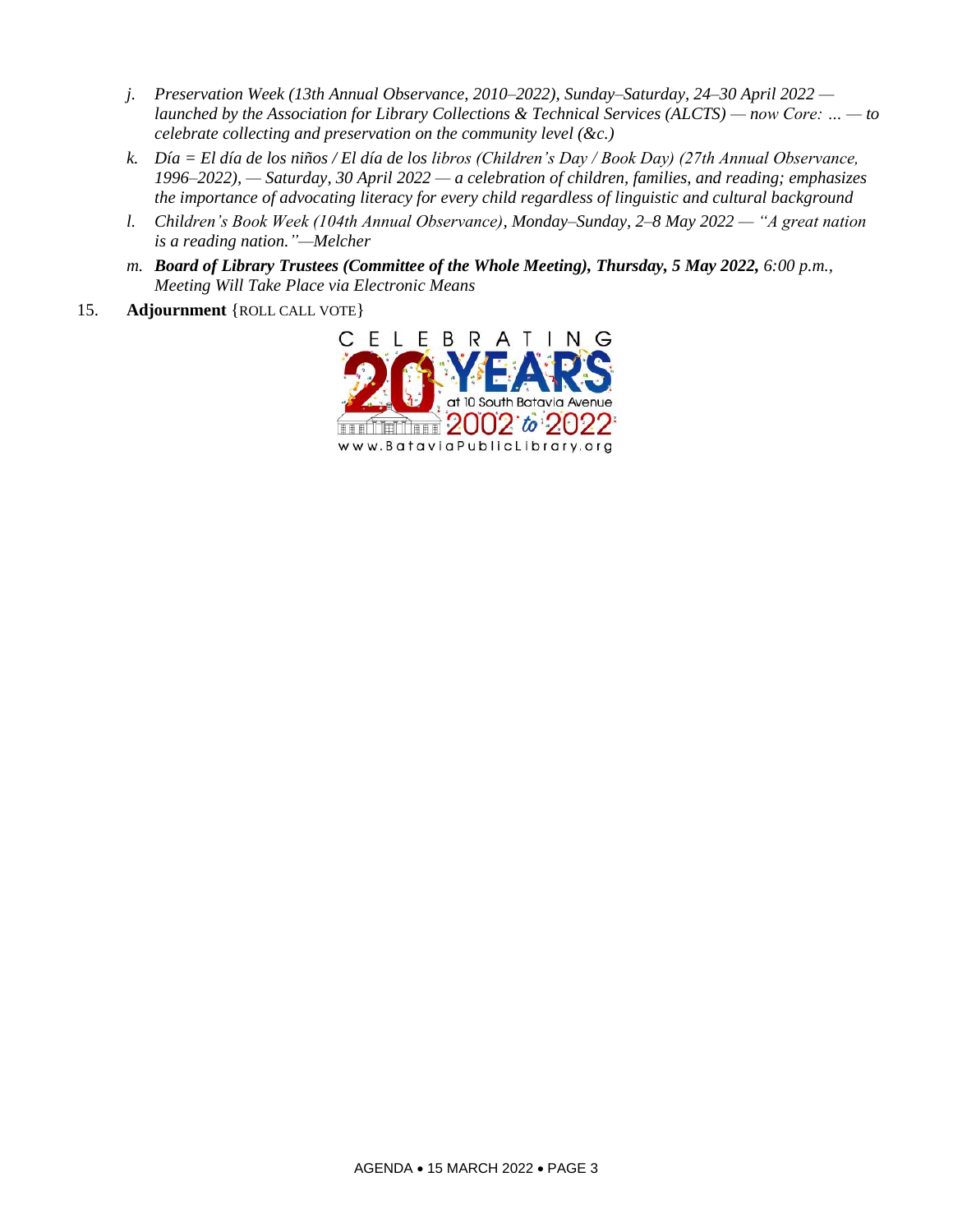j. *Preservation Week (13th Annual Observance, 2010–2022), Sunday–Saturday, 24–30 April 2022 — launched by the Association for Library Collections & Technical Services (ALCTS) — now Core: … — to celebrate collecting and preservation on the community level (&c.)*

k. *Día = El día de los niños / El día de los libros (Children's Day / Book Day) (27th Annual Observance, 1996–2022), — Saturday, 30 April 2022 — a celebration of children, families, and reading; emphasizes the importance of advocating literacy for every child regardless of linguistic and cultural background*

l. *Children's Book Week (104th Annual Observance), Monday–Sunday, 2–8 May 2022 — "A great nation is a reading nation."—Melcher*

m. ***Board of Library Trustees (Committee of the Whole Meeting), Thursday, 5 May 2022,*** *6:00 p.m., Meeting Will Take Place via Electronic Means*

15. **Adjournment** {ROLL CALL VOTE}

CELEBRATING 20 YEARS at 10 South Batavia Avenue 2002 to 2022
www.BataviaPublicLibrary.org